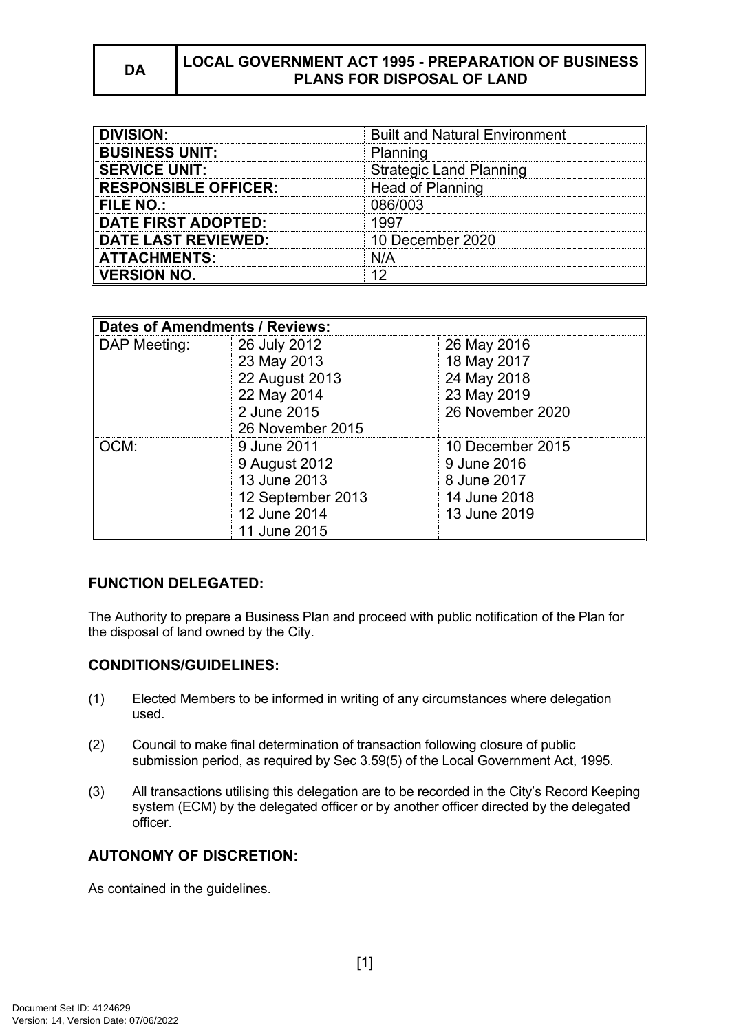| DA | LOCAL GOVERNMENT ACT 1995 - PREPARATION OF BUSINESS PLANS FOR DISPOSAL OF LAND |
|---|---|

| | |
|---|---|
| **DIVISION:** | Built and Natural Environment |
| **BUSINESS UNIT:** | Planning |
| **SERVICE UNIT:** | Strategic Land Planning |
| **RESPONSIBLE OFFICER:** | Head of Planning |
| **FILE NO.:** | 086/003 |
| **DATE FIRST ADOPTED:** | 1997 |
| **DATE LAST REVIEWED:** | 10 December 2020 |
| **ATTACHMENTS:** | N/A |
| **VERSION NO.** | 12 |

| **Dates of Amendments / Reviews:** | | |
|---|---|---|
| DAP Meeting: | 26 July 2012<br>23 May 2013<br>22 August 2013<br>22 May 2014<br>2 June 2015<br>26 November 2015 | 26 May 2016<br>18 May 2017<br>24 May 2018<br>23 May 2019<br>26 November 2020 |
| OCM: | 9 June 2011<br>9 August 2012<br>13 June 2013<br>12 September 2013<br>12 June 2014<br>11 June 2015 | 10 December 2015<br>9 June 2016<br>8 June 2017<br>14 June 2018<br>13 June 2019 |

## FUNCTION DELEGATED:

The Authority to prepare a Business Plan and proceed with public notification of the Plan for the disposal of land owned by the City.

## CONDITIONS/GUIDELINES:

(1) Elected Members to be informed in writing of any circumstances where delegation used.

(2) Council to make final determination of transaction following closure of public submission period, as required by Sec 3.59(5) of the Local Government Act, 1995.

(3) All transactions utilising this delegation are to be recorded in the City's Record Keeping system (ECM) by the delegated officer or by another officer directed by the delegated officer.

## AUTONOMY OF DISCRETION:

As contained in the guidelines.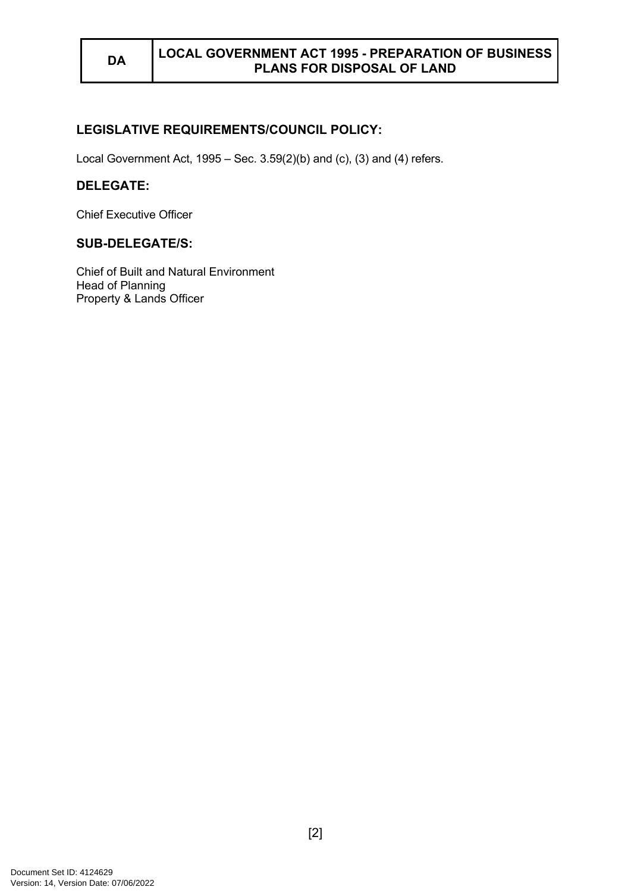| DA | LOCAL GOVERNMENT ACT 1995 - PREPARATION OF BUSINESS PLANS FOR DISPOSAL OF LAND |
|---|---|

## LEGISLATIVE REQUIREMENTS/COUNCIL POLICY:

Local Government Act, 1995 – Sec. 3.59(2)(b) and (c), (3) and (4) refers.

## DELEGATE:

Chief Executive Officer

## SUB-DELEGATE/S:

Chief of Built and Natural Environment
Head of Planning
Property & Lands Officer

Document Set ID: 4124629
Version: 14, Version Date: 07/06/2022